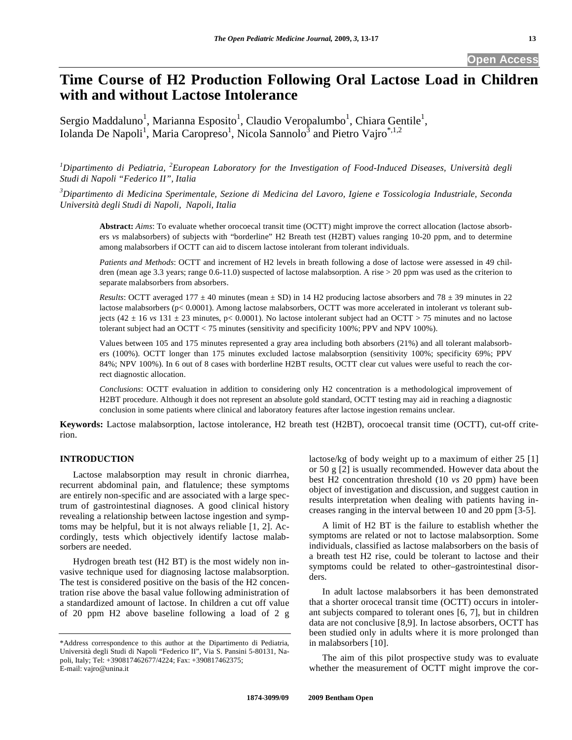# Time Course of H2 Production Following Oral Lactose Load in Children with and without Lactose Intolerance

Sergio Maddaluno[1], Marianna Esposito[1], Claudio Veropalumbo[1], Chiara Gentile[1], Iolanda De Napoli[1], Maria Caropreso[1], Nicola Sannolo[3] and Pietro Vajro[*,1,2]

*[1]Dipartimento di Pediatria, [2]European Laboratory for the Investigation of Food-Induced Diseases, Università degli Studi di Napoli "Federico II", Italia*

*[3]Dipartimento di Medicina Sperimentale, Sezione di Medicina del Lavoro, Igiene e Tossicologia Industriale, Seconda Università degli Studi di Napoli, Napoli, Italia*

**Abstract:** *Aims*: To evaluate whether orocoecal transit time (OCTT) might improve the correct allocation (lactose absorbers *vs* malabsorbers) of subjects with "borderline" H2 Breath test (H2BT) values ranging 10-20 ppm, and to determine among malabsorbers if OCTT can aid to discern lactose intolerant from tolerant individuals.

*Patients and Methods*: OCTT and increment of H2 levels in breath following a dose of lactose were assessed in 49 children (mean age 3.3 years; range 0.6-11.0) suspected of lactose malabsorption. A rise > 20 ppm was used as the criterion to separate malabsorbers from absorbers.

*Results*: OCTT averaged 177 ± 40 minutes (mean ± SD) in 14 H2 producing lactose absorbers and 78 ± 39 minutes in 22 lactose malabsorbers (p< 0.0001). Among lactose malabsorbers, OCTT was more accelerated in intolerant *vs* tolerant subjects (42 ± 16 *vs* 131 ± 23 minutes, p< 0.0001). No lactose intolerant subject had an OCTT > 75 minutes and no lactose tolerant subject had an OCTT < 75 minutes (sensitivity and specificity 100%; PPV and NPV 100%).

Values between 105 and 175 minutes represented a gray area including both absorbers (21%) and all tolerant malabsorbers (100%). OCTT longer than 175 minutes excluded lactose malabsorption (sensitivity 100%; specificity 69%; PPV 84%; NPV 100%). In 6 out of 8 cases with borderline H2BT results, OCTT clear cut values were useful to reach the correct diagnostic allocation.

*Conclusions*: OCTT evaluation in addition to considering only H2 concentration is a methodological improvement of H2BT procedure. Although it does not represent an absolute gold standard, OCTT testing may aid in reaching a diagnostic conclusion in some patients where clinical and laboratory features after lactose ingestion remains unclear.

**Keywords:** Lactose malabsorption, lactose intolerance, H2 breath test (H2BT), orocoecal transit time (OCTT), cut-off criterion.

## INTRODUCTION

Lactose malabsorption may result in chronic diarrhea, recurrent abdominal pain, and flatulence; these symptoms are entirely non-specific and are associated with a large spectrum of gastrointestinal diagnoses. A good clinical history revealing a relationship between lactose ingestion and symptoms may be helpful, but it is not always reliable [1, 2]. Accordingly, tests which objectively identify lactose malabsorbers are needed.

Hydrogen breath test (H2 BT) is the most widely non invasive technique used for diagnosing lactose malabsorption. The test is considered positive on the basis of the H2 concentration rise above the basal value following administration of a standardized amount of lactose. In children a cut off value of 20 ppm H2 above baseline following a load of 2 g lactose/kg of body weight up to a maximum of either 25 [1] or 50 g [2] is usually recommended. However data about the best H2 concentration threshold (10 *vs* 20 ppm) have been object of investigation and discussion, and suggest caution in results interpretation when dealing with patients having increases ranging in the interval between 10 and 20 ppm [3-5].

A limit of H2 BT is the failure to establish whether the symptoms are related or not to lactose malabsorption. Some individuals, classified as lactose malabsorbers on the basis of a breath test H2 rise, could be tolerant to lactose and their symptoms could be related to other–gastrointestinal disorders.

In adult lactose malabsorbers it has been demonstrated that a shorter orocecal transit time (OCTT) occurs in intolerant subjects compared to tolerant ones [6, 7], but in children data are not conclusive [8,9]. In lactose absorbers, OCTT has been studied only in adults where it is more prolonged than in malabsorbers [10].

The aim of this pilot prospective study was to evaluate whether the measurement of OCTT might improve the cor-

*Address correspondence to this author at the Dipartimento di Pediatria, Università degli Studi di Napoli "Federico II", Via S. Pansini 5-80131, Napoli, Italy; Tel: +390817462677/4224; Fax: +390817462375; E-mail: vajro@unina.it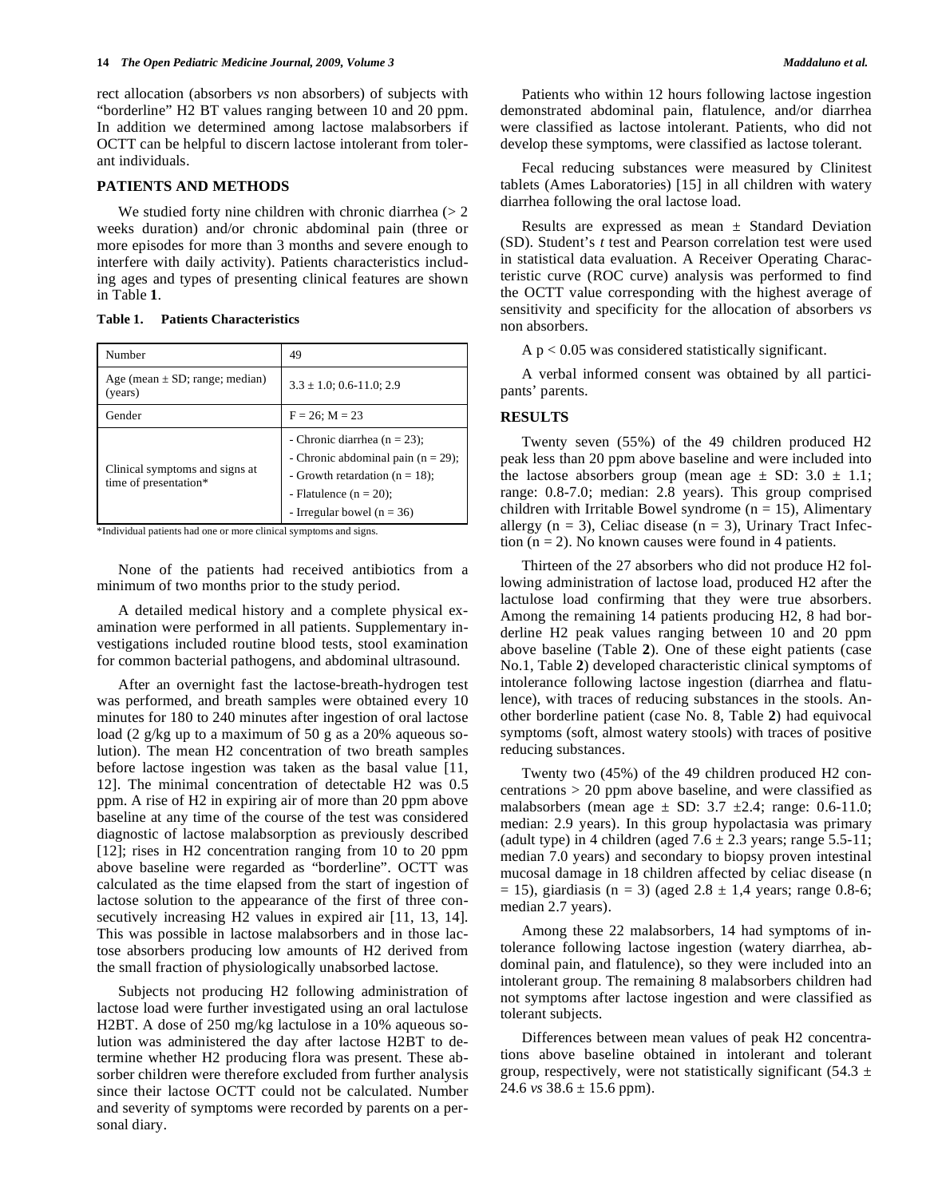rect allocation (absorbers *vs* non absorbers) of subjects with "borderline" H2 BT values ranging between 10 and 20 ppm. In addition we determined among lactose malabsorbers if OCTT can be helpful to discern lactose intolerant from tolerant individuals.

## PATIENTS AND METHODS

We studied forty nine children with chronic diarrhea (> 2 weeks duration) and/or chronic abdominal pain (three or more episodes for more than 3 months and severe enough to interfere with daily activity). Patients characteristics including ages and types of presenting clinical features are shown in Table **1**.

**Table 1. Patients Characteristics**

| Number | 49 |
|---|---|
| Age (mean ± SD; range; median) (years) | 3.3 ± 1.0; 0.6-11.0; 2.9 |
| Gender | F = 26; M = 23 |
| Clinical symptoms and signs at time of presentation* | - Chronic diarrhea (n = 23);<br>- Chronic abdominal pain (n = 29);<br>- Growth retardation (n = 18);<br>- Flatulence (n = 20);<br>- Irregular bowel (n = 36) |

*Individual patients had one or more clinical symptoms and signs.

None of the patients had received antibiotics from a minimum of two months prior to the study period.

A detailed medical history and a complete physical examination were performed in all patients. Supplementary investigations included routine blood tests, stool examination for common bacterial pathogens, and abdominal ultrasound.

After an overnight fast the lactose-breath-hydrogen test was performed, and breath samples were obtained every 10 minutes for 180 to 240 minutes after ingestion of oral lactose load (2 g/kg up to a maximum of 50 g as a 20% aqueous solution). The mean H2 concentration of two breath samples before lactose ingestion was taken as the basal value [11, 12]. The minimal concentration of detectable H2 was 0.5 ppm. A rise of H2 in expiring air of more than 20 ppm above baseline at any time of the course of the test was considered diagnostic of lactose malabsorption as previously described [12]; rises in H2 concentration ranging from 10 to 20 ppm above baseline were regarded as "borderline". OCTT was calculated as the time elapsed from the start of ingestion of lactose solution to the appearance of the first of three consecutively increasing H2 values in expired air [11, 13, 14]. This was possible in lactose malabsorbers and in those lactose absorbers producing low amounts of H2 derived from the small fraction of physiologically unabsorbed lactose.

Subjects not producing H2 following administration of lactose load were further investigated using an oral lactulose H2BT. A dose of 250 mg/kg lactulose in a 10% aqueous solution was administered the day after lactose H2BT to determine whether H2 producing flora was present. These absorber children were therefore excluded from further analysis since their lactose OCTT could not be calculated. Number and severity of symptoms were recorded by parents on a personal diary.

Patients who within 12 hours following lactose ingestion demonstrated abdominal pain, flatulence, and/or diarrhea were classified as lactose intolerant. Patients, who did not develop these symptoms, were classified as lactose tolerant.

Fecal reducing substances were measured by Clinitest tablets (Ames Laboratories) [15] in all children with watery diarrhea following the oral lactose load.

Results are expressed as mean ± Standard Deviation (SD). Student's *t* test and Pearson correlation test were used in statistical data evaluation. A Receiver Operating Characteristic curve (ROC curve) analysis was performed to find the OCTT value corresponding with the highest average of sensitivity and specificity for the allocation of absorbers *vs* non absorbers.

A $p < 0.05$ was considered statistically significant.

A verbal informed consent was obtained by all participants' parents.

## RESULTS

Twenty seven (55%) of the 49 children produced H2 peak less than 20 ppm above baseline and were included into the lactose absorbers group (mean age ± SD: 3.0 ± 1.1; range: 0.8-7.0; median: 2.8 years). This group comprised children with Irritable Bowel syndrome (n = 15), Alimentary allergy (n = 3), Celiac disease (n = 3), Urinary Tract Infection (n = 2). No known causes were found in 4 patients.

Thirteen of the 27 absorbers who did not produce H2 following administration of lactose load, produced H2 after the lactulose load confirming that they were true absorbers. Among the remaining 14 patients producing H2, 8 had borderline H2 peak values ranging between 10 and 20 ppm above baseline (Table **2**). One of these eight patients (case No.1, Table **2**) developed characteristic clinical symptoms of intolerance following lactose ingestion (diarrhea and flatulence), with traces of reducing substances in the stools. Another borderline patient (case No. 8, Table **2**) had equivocal symptoms (soft, almost watery stools) with traces of positive reducing substances.

Twenty two (45%) of the 49 children produced H2 concentrations > 20 ppm above baseline, and were classified as malabsorbers (mean age ± SD: 3.7 ±2.4; range: 0.6-11.0; median: 2.9 years). In this group hypolactasia was primary (adult type) in 4 children (aged 7.6 ± 2.3 years; range 5.5-11; median 7.0 years) and secondary to biopsy proven intestinal mucosal damage in 18 children affected by celiac disease (n = 15), giardiasis (n = 3) (aged 2.8 ± 1,4 years; range 0.8-6; median 2.7 years).

Among these 22 malabsorbers, 14 had symptoms of intolerance following lactose ingestion (watery diarrhea, abdominal pain, and flatulence), so they were included into an intolerant group. The remaining 8 malabsorbers children had not symptoms after lactose ingestion and were classified as tolerant subjects.

Differences between mean values of peak H2 concentrations above baseline obtained in intolerant and tolerant group, respectively, were not statistically significant (54.3 ± 24.6 *vs* 38.6 ± 15.6 ppm).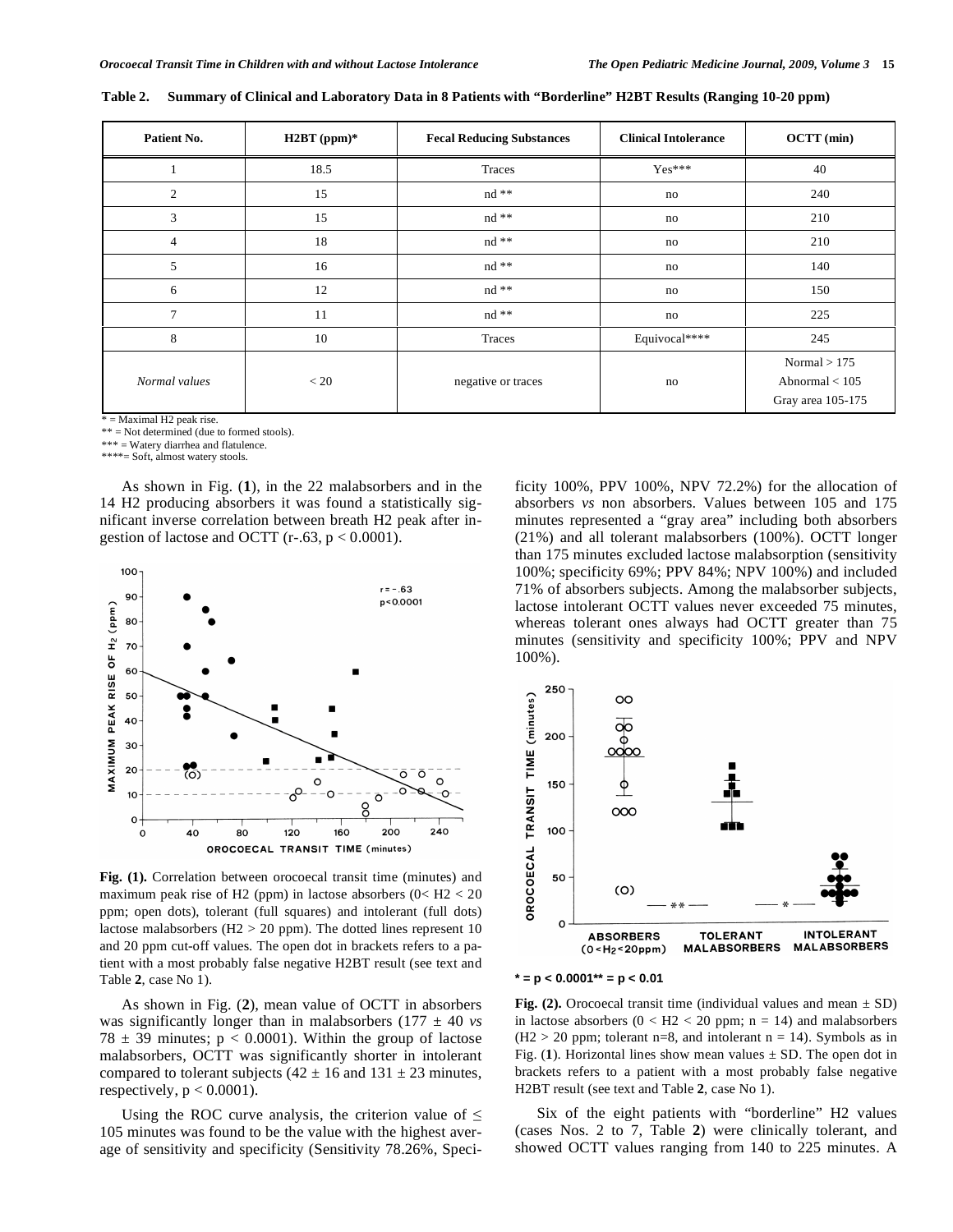**Table 2. Summary of Clinical and Laboratory Data in 8 Patients with "Borderline" H2BT Results (Ranging 10-20 ppm)**

| Patient No. | H2BT (ppm)* | Fecal Reducing Substances | Clinical Intolerance | OCTT (min) |
|---|---|---|---|---|
| 1 | 18.5 | Traces | Yes*** | 40 |
| 2 | 15 | nd ** | no | 240 |
| 3 | 15 | nd ** | no | 210 |
| 4 | 18 | nd ** | no | 210 |
| 5 | 16 | nd ** | no | 140 |
| 6 | 12 | nd ** | no | 150 |
| 7 | 11 | nd ** | no | 225 |
| 8 | 10 | Traces | Equivocal**** | 245 |
| *Normal values* | < 20 | negative or traces | no | Normal > 175<br>Abnormal < 105<br>Gray area 105-175 |

* = Maximal H2 peak rise.
** = Not determined (due to formed stools).
*** = Watery diarrhea and flatulence.
****= Soft, almost watery stools.

As shown in Fig. (**1**), in the 22 malabsorbers and in the 14 H2 producing absorbers it was found a statistically significant inverse correlation between breath H2 peak after ingestion of lactose and OCTT (r-.63, $p < 0.0001$).

**Fig. (1).** Correlation between orocoecal transit time (minutes) and maximum peak rise of H2 (ppm) in lactose absorbers ($0 < H2 < 20$ ppm; open dots), tolerant (full squares) and intolerant (full dots) lactose malabsorbers ($H2 > 20$ ppm). The dotted lines represent 10 and 20 ppm cut-off values. The open dot in brackets refers to a patient with a most probably false negative H2BT result (see text and Table **2**, case No 1).

As shown in Fig. (**2**), mean value of OCTT in absorbers was significantly longer than in malabsorbers (177 ± 40 *vs* 78 ± 39 minutes; $p < 0.0001$). Within the group of lactose malabsorbers, OCTT was significantly shorter in intolerant compared to tolerant subjects (42 ± 16 and 131 ± 23 minutes, respectively, $p < 0.0001$).

Using the ROC curve analysis, the criterion value of ≤ 105 minutes was found to be the value with the highest average of sensitivity and specificity (Sensitivity 78.26%, Specificity 100%, PPV 100%, NPV 72.2%) for the allocation of absorbers *vs* non absorbers. Values between 105 and 175 minutes represented a "gray area" including both absorbers (21%) and all tolerant malabsorbers (100%). OCTT longer than 175 minutes excluded lactose malabsorption (sensitivity 100%; specificity 69%; PPV 84%; NPV 100%) and included 71% of absorbers subjects. Among the malabsorber subjects, lactose intolerant OCTT values never exceeded 75 minutes, whereas tolerant ones always had OCTT greater than 75 minutes (sensitivity and specificity 100%; PPV and NPV 100%).

* = $p < 0.0001$** = $p < 0.01$

**Fig. (2).** Orocoecal transit time (individual values and mean ± SD) in lactose absorbers ($0 < H2 < 20$ ppm; n = 14) and malabsorbers ($H2 > 20$ ppm; tolerant n=8, and intolerant n = 14). Symbols as in Fig. (**1**). Horizontal lines show mean values ± SD. The open dot in brackets refers to a patient with a most probably false negative H2BT result (see text and Table **2**, case No 1).

Six of the eight patients with "borderline" H2 values (cases Nos. 2 to 7, Table **2**) were clinically tolerant, and showed OCTT values ranging from 140 to 225 minutes. A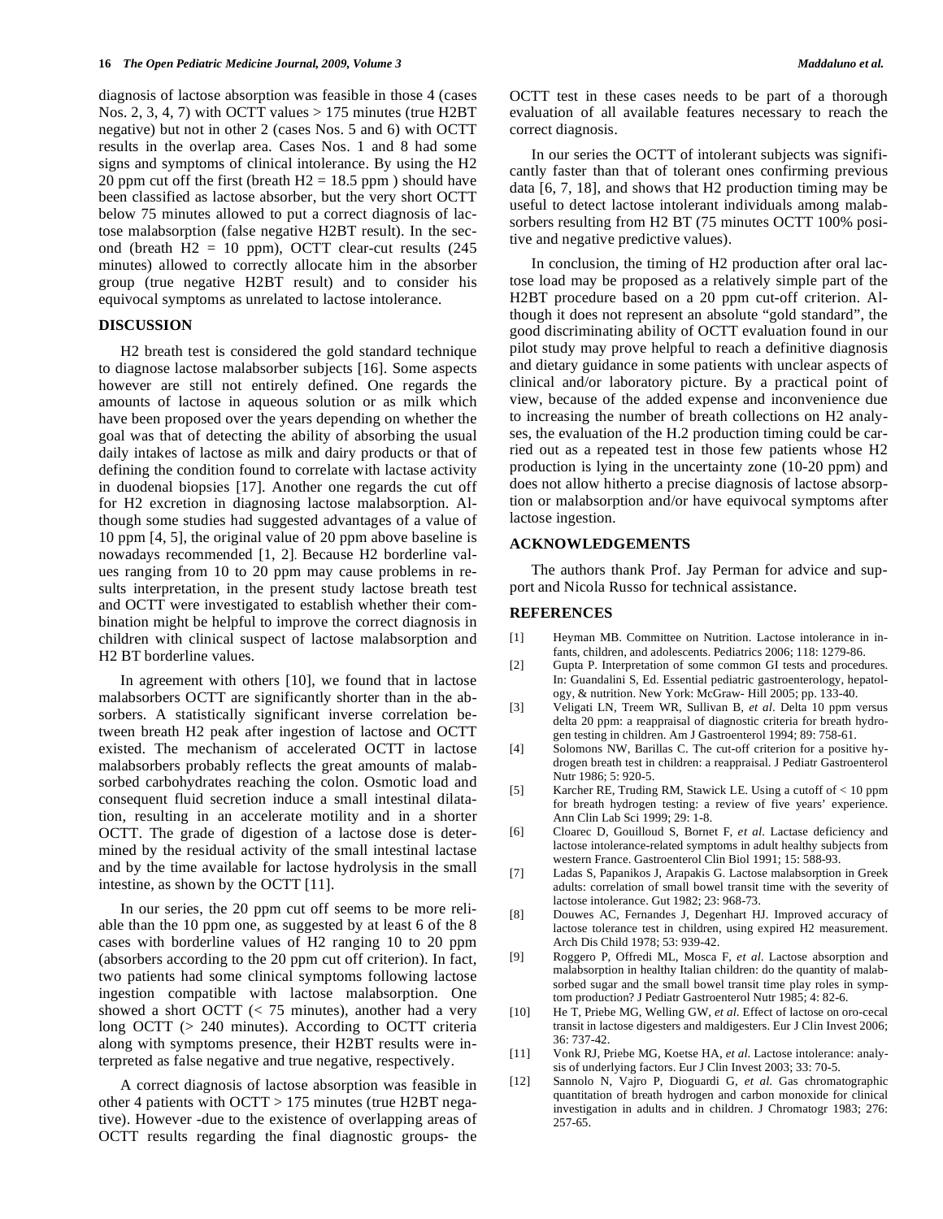diagnosis of lactose absorption was feasible in those 4 (cases Nos. 2, 3, 4, 7) with OCTT values > 175 minutes (true H2BT negative) but not in other 2 (cases Nos. 5 and 6) with OCTT results in the overlap area. Cases Nos. 1 and 8 had some signs and symptoms of clinical intolerance. By using the H2 20 ppm cut off the first (breath H2 = 18.5 ppm ) should have been classified as lactose absorber, but the very short OCTT below 75 minutes allowed to put a correct diagnosis of lactose malabsorption (false negative H2BT result). In the second (breath H2 = 10 ppm), OCTT clear-cut results (245 minutes) allowed to correctly allocate him in the absorber group (true negative H2BT result) and to consider his equivocal symptoms as unrelated to lactose intolerance.

## DISCUSSION

H2 breath test is considered the gold standard technique to diagnose lactose malabsorber subjects [16]. Some aspects however are still not entirely defined. One regards the amounts of lactose in aqueous solution or as milk which have been proposed over the years depending on whether the goal was that of detecting the ability of absorbing the usual daily intakes of lactose as milk and dairy products or that of defining the condition found to correlate with lactase activity in duodenal biopsies [17]. Another one regards the cut off for H2 excretion in diagnosing lactose malabsorption. Although some studies had suggested advantages of a value of 10 ppm [4, 5], the original value of 20 ppm above baseline is nowadays recommended [1, 2]. Because H2 borderline values ranging from 10 to 20 ppm may cause problems in results interpretation, in the present study lactose breath test and OCTT were investigated to establish whether their combination might be helpful to improve the correct diagnosis in children with clinical suspect of lactose malabsorption and H2 BT borderline values.

In agreement with others [10], we found that in lactose malabsorbers OCTT are significantly shorter than in the absorbers. A statistically significant inverse correlation between breath H2 peak after ingestion of lactose and OCTT existed. The mechanism of accelerated OCTT in lactose malabsorbers probably reflects the great amounts of malabsorbed carbohydrates reaching the colon. Osmotic load and consequent fluid secretion induce a small intestinal dilatation, resulting in an accelerate motility and in a shorter OCTT. The grade of digestion of a lactose dose is determined by the residual activity of the small intestinal lactase and by the time available for lactose hydrolysis in the small intestine, as shown by the OCTT [11].

In our series, the 20 ppm cut off seems to be more reliable than the 10 ppm one, as suggested by at least 6 of the 8 cases with borderline values of H2 ranging 10 to 20 ppm (absorbers according to the 20 ppm cut off criterion). In fact, two patients had some clinical symptoms following lactose ingestion compatible with lactose malabsorption. One showed a short OCTT (< 75 minutes), another had a very long OCTT (> 240 minutes). According to OCTT criteria along with symptoms presence, their H2BT results were interpreted as false negative and true negative, respectively.

A correct diagnosis of lactose absorption was feasible in other 4 patients with OCTT > 175 minutes (true H2BT negative). However -due to the existence of overlapping areas of OCTT results regarding the final diagnostic groups- the OCTT test in these cases needs to be part of a thorough evaluation of all available features necessary to reach the correct diagnosis.

In our series the OCTT of intolerant subjects was significantly faster than that of tolerant ones confirming previous data [6, 7, 18], and shows that H2 production timing may be useful to detect lactose intolerant individuals among malabsorbers resulting from H2 BT (75 minutes OCTT 100% positive and negative predictive values).

In conclusion, the timing of H2 production after oral lactose load may be proposed as a relatively simple part of the H2BT procedure based on a 20 ppm cut-off criterion. Although it does not represent an absolute "gold standard", the good discriminating ability of OCTT evaluation found in our pilot study may prove helpful to reach a definitive diagnosis and dietary guidance in some patients with unclear aspects of clinical and/or laboratory picture. By a practical point of view, because of the added expense and inconvenience due to increasing the number of breath collections on H2 analyses, the evaluation of the H.2 production timing could be carried out as a repeated test in those few patients whose H2 production is lying in the uncertainty zone (10-20 ppm) and does not allow hitherto a precise diagnosis of lactose absorption or malabsorption and/or have equivocal symptoms after lactose ingestion.

## ACKNOWLEDGEMENTS

The authors thank Prof. Jay Perman for advice and support and Nicola Russo for technical assistance.

## REFERENCES

[1] Heyman MB. Committee on Nutrition. Lactose intolerance in infants, children, and adolescents. Pediatrics 2006; 118: 1279-86.

[2] Gupta P. Interpretation of some common GI tests and procedures. In: Guandalini S, Ed. Essential pediatric gastroenterology, hepatology, & nutrition. New York: McGraw- Hill 2005; pp. 133-40.

[3] Veligati LN, Treem WR, Sullivan B, *et al*. Delta 10 ppm versus delta 20 ppm: a reappraisal of diagnostic criteria for breath hydrogen testing in children. Am J Gastroenterol 1994; 89: 758-61.

[4] Solomons NW, Barillas C. The cut-off criterion for a positive hydrogen breath test in children: a reappraisal. J Pediatr Gastroenterol Nutr 1986; 5: 920-5.

[5] Karcher RE, Truding RM, Stawick LE. Using a cutoff of < 10 ppm for breath hydrogen testing: a review of five years' experience. Ann Clin Lab Sci 1999; 29: 1-8.

[6] Cloarec D, Gouilloud S, Bornet F, *et al*. Lactase deficiency and lactose intolerance-related symptoms in adult healthy subjects from western France. Gastroenterol Clin Biol 1991; 15: 588-93.

[7] Ladas S, Papanikos J, Arapakis G. Lactose malabsorption in Greek adults: correlation of small bowel transit time with the severity of lactose intolerance. Gut 1982; 23: 968-73.

[8] Douwes AC, Fernandes J, Degenhart HJ. Improved accuracy of lactose tolerance test in children, using expired H2 measurement. Arch Dis Child 1978; 53: 939-42.

[9] Roggero P, Offredi ML, Mosca F, *et al*. Lactose absorption and malabsorption in healthy Italian children: do the quantity of malabsorbed sugar and the small bowel transit time play roles in symptom production? J Pediatr Gastroenterol Nutr 1985; 4: 82-6.

[10] He T, Priebe MG, Welling GW, *et al*. Effect of lactose on oro-cecal transit in lactose digesters and maldigesters. Eur J Clin Invest 2006; 36: 737-42.

[11] Vonk RJ, Priebe MG, Koetse HA, *et al*. Lactose intolerance: analysis of underlying factors. Eur J Clin Invest 2003; 33: 70-5.

[12] Sannolo N, Vajro P, Dioguardi G, *et al*. Gas chromatographic quantitation of breath hydrogen and carbon monoxide for clinical investigation in adults and in children. J Chromatogr 1983; 276: 257-65.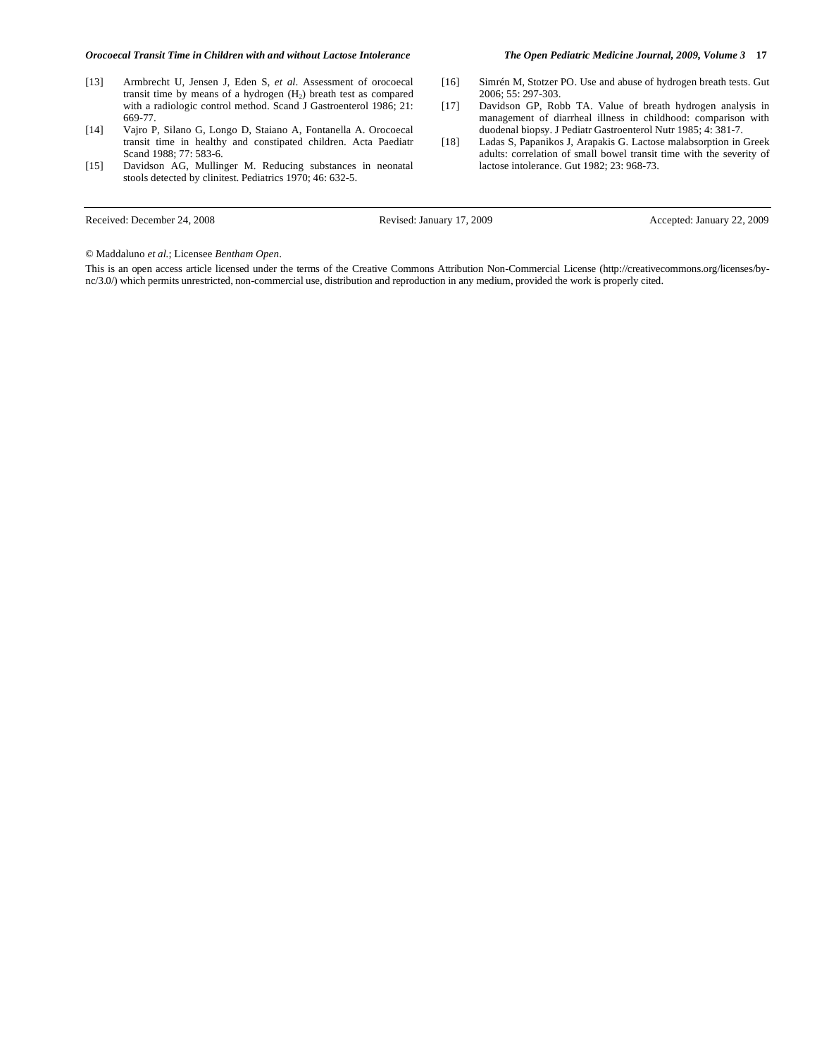[13] Armbrecht U, Jensen J, Eden S, *et al*. Assessment of orocoecal transit time by means of a hydrogen ($H_2$) breath test as compared with a radiologic control method. Scand J Gastroenterol 1986; 21: 669-77.

[14] Vajro P, Silano G, Longo D, Staiano A, Fontanella A. Orocoecal transit time in healthy and constipated children. Acta Paediatr Scand 1988; 77: 583-6.

[15] Davidson AG, Mullinger M. Reducing substances in neonatal stools detected by clinitest. Pediatrics 1970; 46: 632-5.

[16] Simrén M, Stotzer PO. Use and abuse of hydrogen breath tests. Gut 2006; 55: 297-303.

[17] Davidson GP, Robb TA. Value of breath hydrogen analysis in management of diarrheal illness in childhood: comparison with duodenal biopsy. J Pediatr Gastroenterol Nutr 1985; 4: 381-7.

[18] Ladas S, Papanikos J, Arapakis G. Lactose malabsorption in Greek adults: correlation of small bowel transit time with the severity of lactose intolerance. Gut 1982; 23: 968-73.

---

Received: December 24, 2008 Revised: January 17, 2009 Accepted: January 22, 2009

© Maddaluno *et al*.; Licensee *Bentham Open*.

This is an open access article licensed under the terms of the Creative Commons Attribution Non-Commercial License (http://creativecommons.org/licenses/by-nc/3.0/) which permits unrestricted, non-commercial use, distribution and reproduction in any medium, provided the work is properly cited.